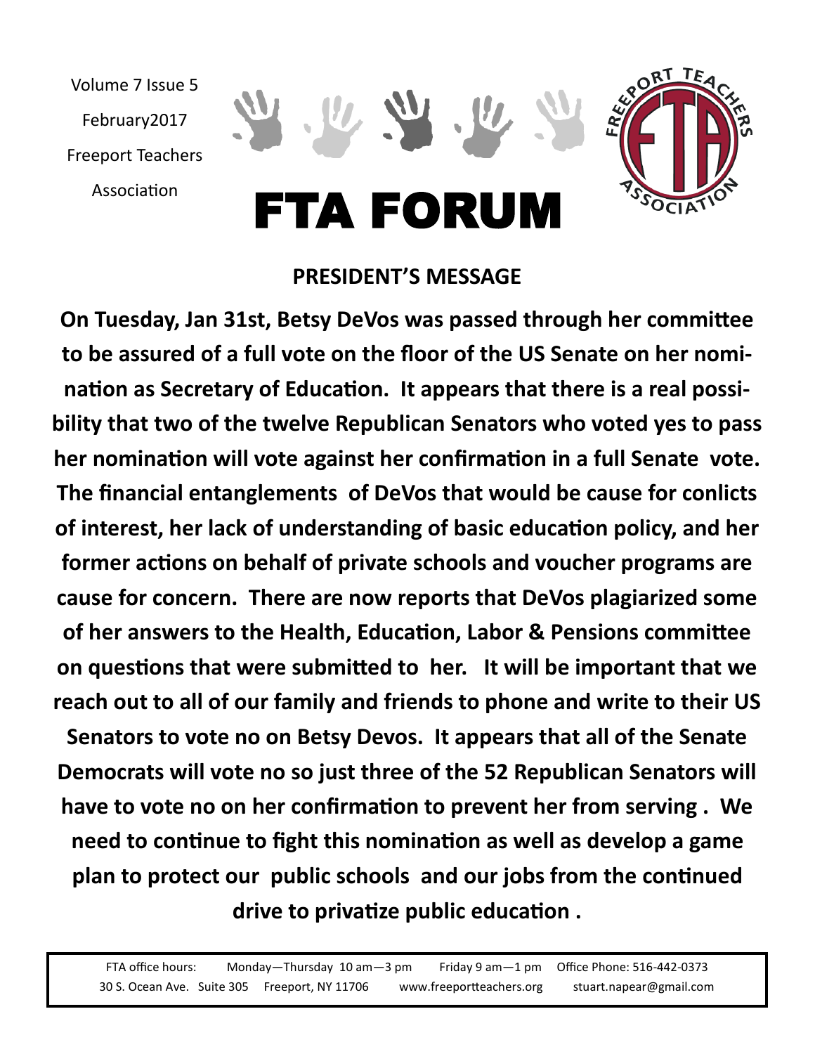Volume 7 Issue 5

February2017

Freeport Teachers Association

# FTA FORUM

## PRESIDENT'S MESSAGE

**On Tuesday, Jan 31st, Betsy DeVos was passed through her committee to be assured of a full vote on the floor of the US Senate on her nomination as Secretary of Education. It appears that there is a real possibility that two of the twelve Republican Senators who voted yes to pass her nomination will vote against her confirmation in a full Senate vote. The financial entanglements of DeVos that would be cause for conlicts of interest, her lack of understanding of basic education policy, and her former actions on behalf of private schools and voucher programs are cause for concern. There are now reports that DeVos plagiarized some of her answers to the Health, Education, Labor & Pensions committee on questions that were submitted to her. It will be important that we reach out to all of our family and friends to phone and write to their US Senators to vote no on Betsy Devos. It appears that all of the Senate Democrats will vote no so just three of the 52 Republican Senators will have to vote no on her confirmation to prevent her from serving . We need to continue to fight this nomination as well as develop a game plan to protect our public schools and our jobs from the continued drive to privatize public education .**

FTA office hours: Monday—Thursday 10 am—3 pm Friday 9 am—1 pm Office Phone: 516-442-0373
30 S. Ocean Ave. Suite 305 Freeport, NY 11706 www.freeportteachers.org stuart.napear@gmail.com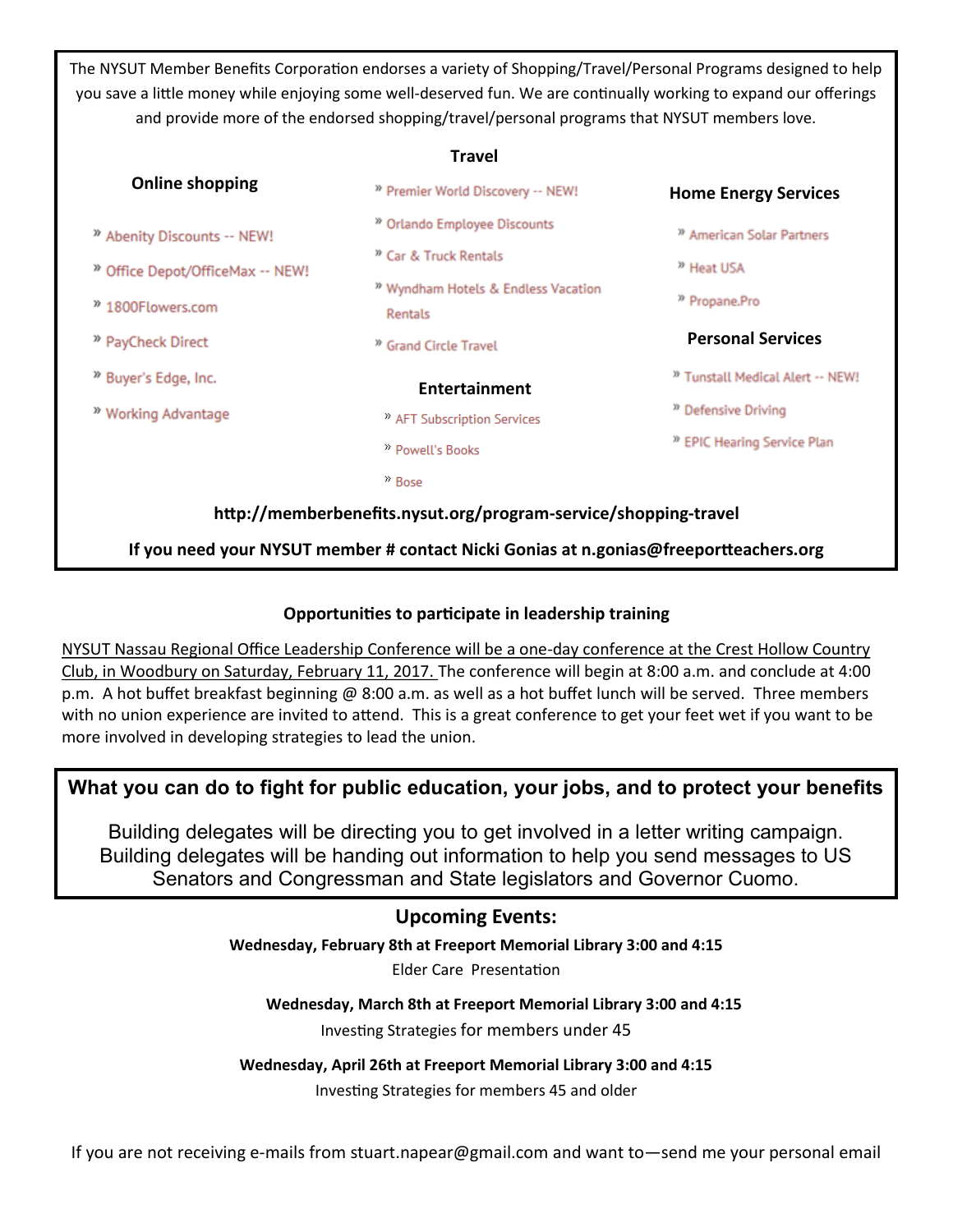The NYSUT Member Benefits Corporation endorses a variety of Shopping/Travel/Personal Programs designed to help you save a little money while enjoying some well-deserved fun. We are continually working to expand our offerings and provide more of the endorsed shopping/travel/personal programs that NYSUT members love.

**Online shopping**

- » Abenity Discounts -- NEW!
- » Office Depot/OfficeMax -- NEW!
- » 1800Flowers.com
- » PayCheck Direct
- » Buyer's Edge, Inc.
- » Working Advantage

**Travel**

- » Premier World Discovery -- NEW!
- » Orlando Employee Discounts
- » Car & Truck Rentals
- » Wyndham Hotels & Endless Vacation Rentals
- » Grand Circle Travel

**Entertainment**

- » AFT Subscription Services
- » Powell's Books
- » Bose

**Home Energy Services**

- » American Solar Partners
- » Heat USA
- » Propane.Pro

**Personal Services**

- » Tunstall Medical Alert -- NEW!
- » Defensive Driving
- » EPIC Hearing Service Plan

**http://memberbenefits.nysut.org/program-service/shopping-travel**

**If you need your NYSUT member # contact Nicki Gonias at n.gonias@freeportteachers.org**

### Opportunities to participate in leadership training

NYSUT Nassau Regional Office Leadership Conference will be a one-day conference at the Crest Hollow Country Club, in Woodbury on Saturday, February 11, 2017. The conference will begin at 8:00 a.m. and conclude at 4:00 p.m. A hot buffet breakfast beginning @ 8:00 a.m. as well as a hot buffet lunch will be served. Three members with no union experience are invited to attend. This is a great conference to get your feet wet if you want to be more involved in developing strategies to lead the union.

## What you can do to fight for public education, your jobs, and to protect your benefits

Building delegates will be directing you to get involved in a letter writing campaign. Building delegates will be handing out information to help you send messages to US Senators and Congressman and State legislators and Governor Cuomo.

## Upcoming Events:

**Wednesday, February 8th at Freeport Memorial Library 3:00 and 4:15**
Elder Care Presentation

**Wednesday, March 8th at Freeport Memorial Library 3:00 and 4:15**
Investing Strategies for members under 45

**Wednesday, April 26th at Freeport Memorial Library 3:00 and 4:15**
Investing Strategies for members 45 and older

If you are not receiving e-mails from stuart.napear@gmail.com and want to—send me your personal email